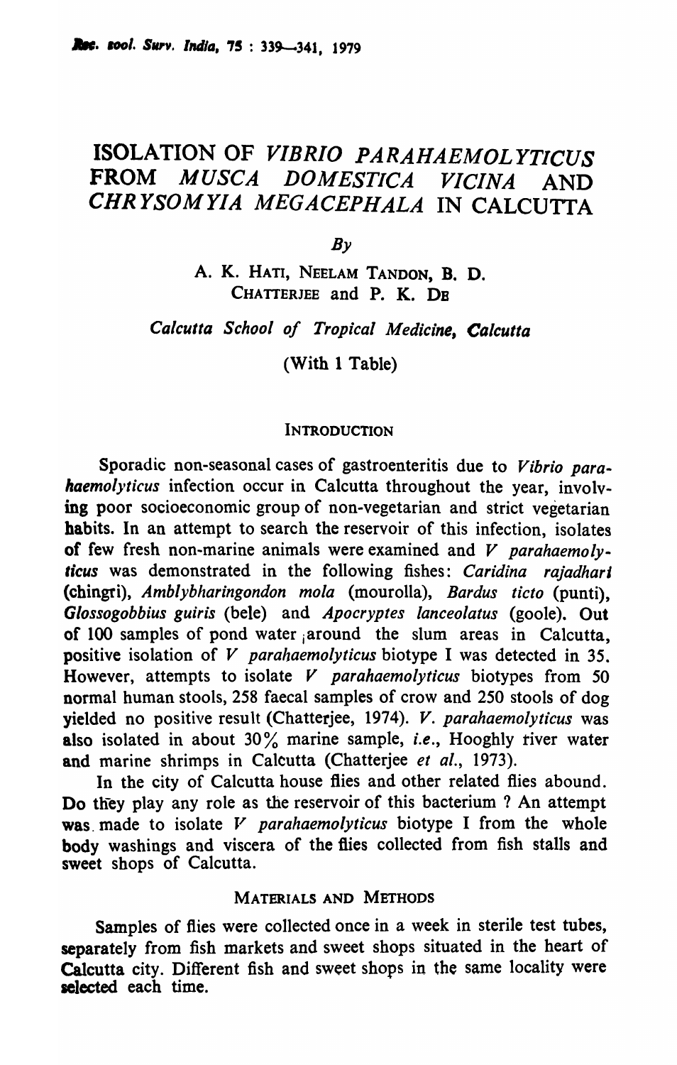# ISOLATION OF *VIBRIO PARAHAEMOLYTICUS* FROM *MUSCA DOMESTICA VICINA* AND *CHRYSOMYIA MEGACEPHALA* IN CALCUTTA

*By*

A. K. HATI, NEELAM TANDON, B. D. CHATTERJEE and P. K. DE

*Calcutta School of Tropical Medicine, Calcutta*

(With 1 Table)

## INTRODUCTION

Sporadic non-seasonal cases of gastroenteritis due to *Vibrio parahaemolyticus* infection occur in Calcutta throughout the year, involving poor socioeconomic group of non-vegetarian and strict vegetarian habits. In an attempt to search the reservoir of this infection, isolates of few fresh non-marine animals were examined and *V parahaemolyticus* was demonstrated in the following fishes: *Caridina rajadhari* (chingri), *Amblybharingondon mola* (mourolla), *Bardus ticto* (punti), *Glossogobbius guiris* (bele) and *Apocryptes lanceolatus* (goole). Out of 100 samples of pond water around the slum areas in Calcutta, positive isolation of *V parahaemolyticus* biotype I was detected in 35. However, attempts to isolate *V parahaemolyticus* biotypes from 50 normal human stools, 258 faecal samples of crow and 250 stools of dog yielded no positive result (Chatterjee, 1974). *V. parahaemolyticus* was also isolated in about 30% marine sample, *i.e.*, Hooghly river water and marine shrimps in Calcutta (Chatterjee *et al.*, 1973).

In the city of Calcutta house flies and other related flies abound. Do they play any role as the reservoir of this bacterium ? An attempt was made to isolate *V parahaemolyticus* biotype I from the whole body washings and viscera of the flies collected from fish stalls and sweet shops of Calcutta.

## MATERIALS AND METHODS

Samples of flies were collected once in a week in sterile test tubes, separately from fish markets and sweet shops situated in the heart of Calcutta city. Different fish and sweet shops in the same locality were selected each time.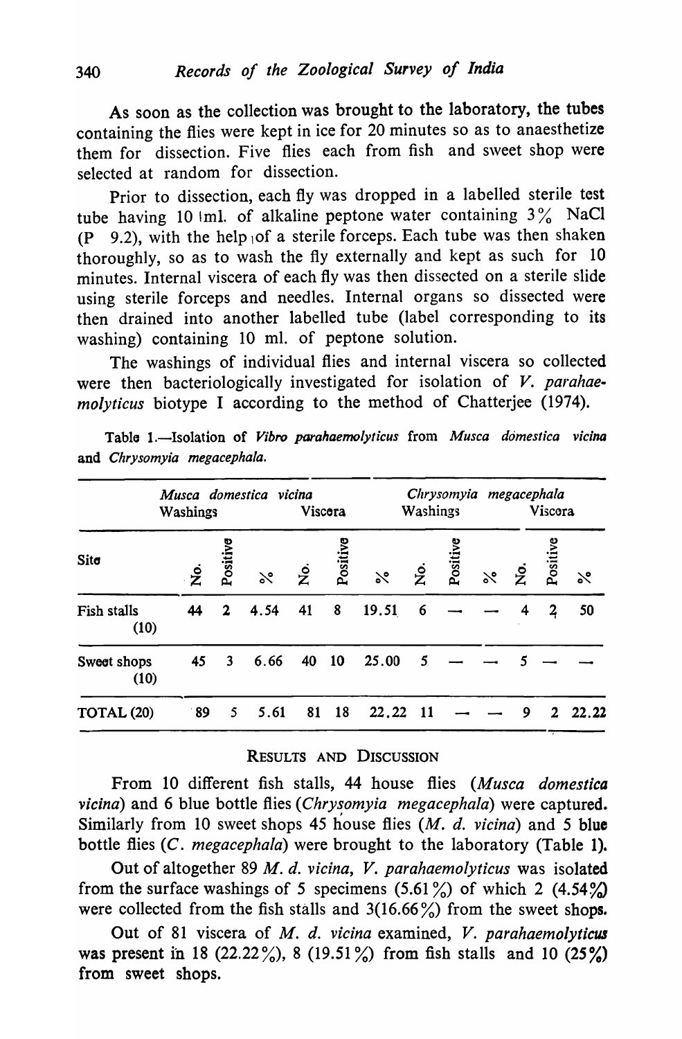As soon as the collection was brought to the laboratory, the tubes containing the flies were kept in ice for 20 minutes so as to anaesthetize them for dissection. Five flies each from fish and sweet shop were selected at random for dissection.

Prior to dissection, each fly was dropped in a labelled sterile test tube having 10 ml. of alkaline peptone water containing 3% NaCl (P 9.2), with the help of a sterile forceps. Each tube was then shaken thoroughly, so as to wash the fly externally and kept as such for 10 minutes. Internal viscera of each fly was then dissected on a sterile slide using sterile forceps and needles. Internal organs so dissected were then drained into another labelled tube (label corresponding to its washing) containing 10 ml. of peptone solution.

The washings of individual flies and internal viscera so collected were then bacteriologically investigated for isolation of *V. parahaemolyticus* biotype I according to the method of Chatterjee (1974).

Table 1.—Isolation of *Vibro parahaemolyticus* from *Musca domestica vicina* and *Chrysomyia megacephala*.

| Site | *Musca domestica vicina* Washings | | | *Musca domestica vicina* Viscera | | | *Chrysomyia megacephala* Washings | | | *Chrysomyia megacephala* Viscera | | |
|---|---|---|---|---|---|---|---|---|---|---|---|---|
| | No. | Positive | % | No. | Positive | % | No. | Positive | % | No. | Positive | % |
| Fish stalls (10) | 44 | 2 | 4.54 | 41 | 8 | 19.51 | 6 | — | — | 4 | 2 | 50 |
| Sweet shops (10) | 45 | 3 | 6.66 | 40 | 10 | 25.00 | 5 | — | — | 5 | — | — |
| TOTAL (20) | 89 | 5 | 5.61 | 81 | 18 | 22.22 | 11 | — | — | 9 | 2 | 22.22 |

## Results and Discussion

From 10 different fish stalls, 44 house flies (*Musca domestica vicina*) and 6 blue bottle flies (*Chrysomyia megacephala*) were captured. Similarly from 10 sweet shops 45 house flies (*M. d. vicina*) and 5 blue bottle flies (*C. megacephala*) were brought to the laboratory (Table 1).

Out of altogether 89 *M. d. vicina*, *V. parahaemolyticus* was isolated from the surface washings of 5 specimens (5.61%) of which 2 (4.54%) were collected from the fish stalls and 3(16.66%) from the sweet shops.

Out of 81 viscera of *M. d. vicina* examined, *V. parahaemolyticus* was present in 18 (22.22%), 8 (19.51%) from fish stalls and 10 (25%) from sweet shops.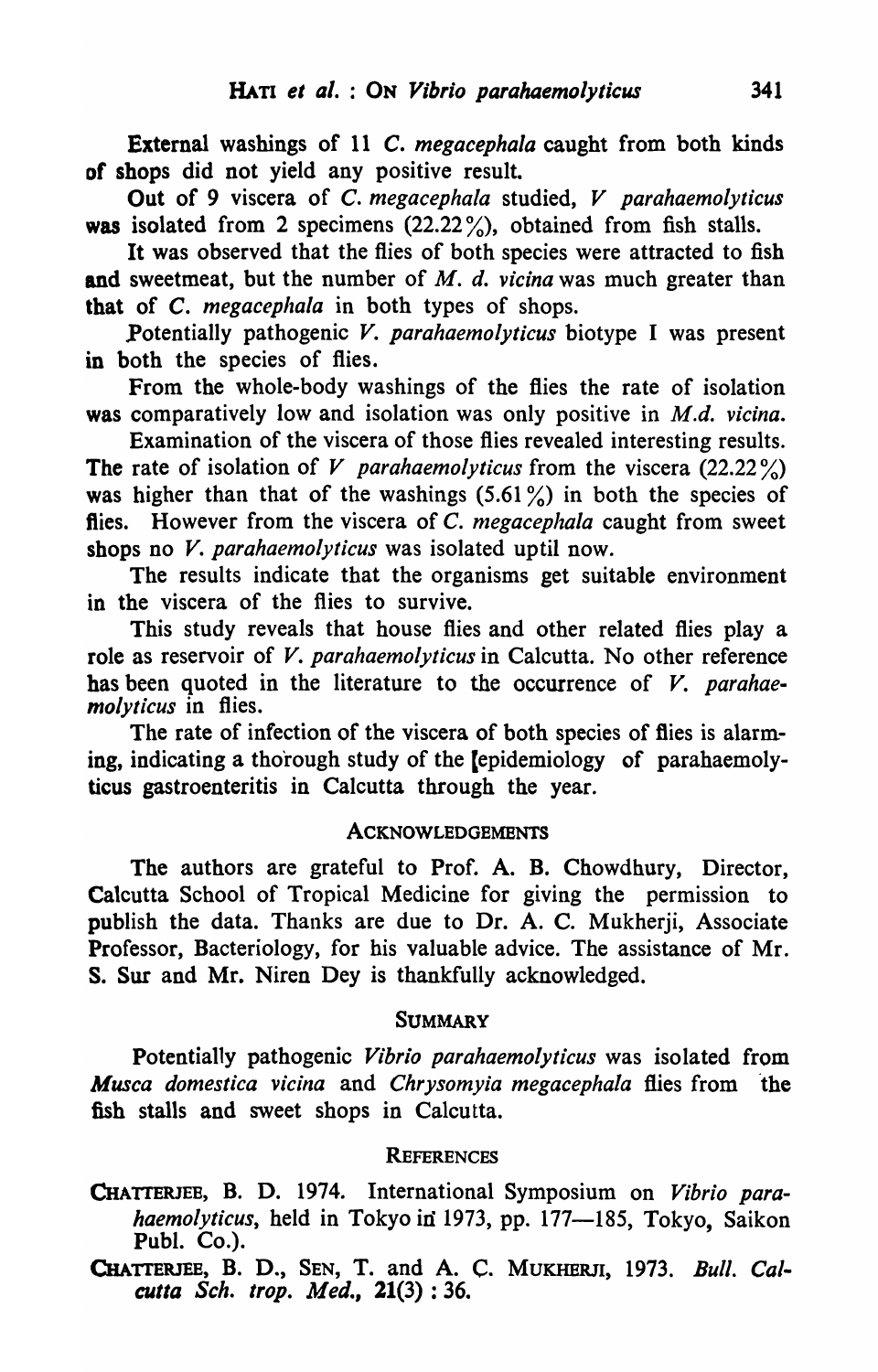External washings of 11 *C. megacephala* caught from both kinds of shops did not yield any positive result.

Out of 9 viscera of *C. megacephala* studied, *V parahaemolyticus* was isolated from 2 specimens (22.22%), obtained from fish stalls.

It was observed that the flies of both species were attracted to fish and sweetmeat, but the number of *M. d. vicina* was much greater than that of *C. megacephala* in both types of shops.

Potentially pathogenic *V. parahaemolyticus* biotype I was present in both the species of flies.

From the whole-body washings of the flies the rate of isolation was comparatively low and isolation was only positive in *M.d. vicina*.

Examination of the viscera of those flies revealed interesting results. The rate of isolation of *V parahaemolyticus* from the viscera (22.22%) was higher than that of the washings (5.61%) in both the species of flies. However from the viscera of *C. megacephala* caught from sweet shops no *V. parahaemolyticus* was isolated uptil now.

The results indicate that the organisms get suitable environment in the viscera of the flies to survive.

This study reveals that house flies and other related flies play a role as reservoir of *V. parahaemolyticus* in Calcutta. No other reference has been quoted in the literature to the occurrence of *V. parahaemolyticus* in flies.

The rate of infection of the viscera of both species of flies is alarming, indicating a thorough study of the [epidemiology of parahaemolyticus gastroenteritis in Calcutta through the year.

## ACKNOWLEDGEMENTS

The authors are grateful to Prof. A. B. Chowdhury, Director, Calcutta School of Tropical Medicine for giving the permission to publish the data. Thanks are due to Dr. A. C. Mukherji, Associate Professor, Bacteriology, for his valuable advice. The assistance of Mr. S. Sur and Mr. Niren Dey is thankfully acknowledged.

## SUMMARY

Potentially pathogenic *Vibrio parahaemolyticus* was isolated from *Musca domestica vicina* and *Chrysomyia megacephala* flies from the fish stalls and sweet shops in Calcutta.

## REFERENCES

CHATTERJEE, B. D. 1974. International Symposium on *Vibrio parahaemolyticus*, held in Tokyo in 1973, pp. 177—185, Tokyo, Saikon Publ. Co.).

CHATTERJEE, B. D., SEN, T. and A. C. MUKHERJI, 1973. *Bull. Calcutta Sch. trop. Med.*, **21**(3) : 36.